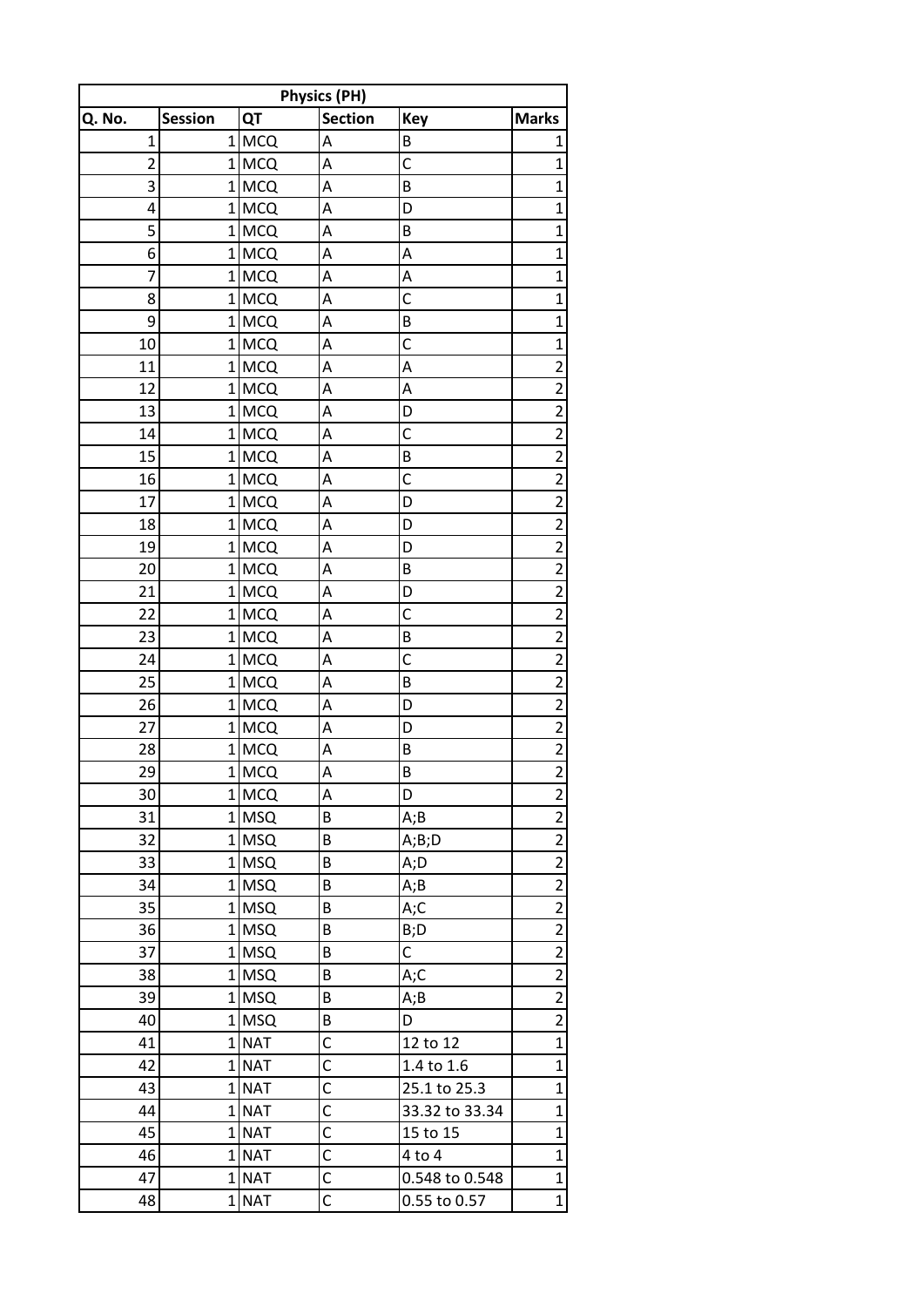| Physics (PH) | | | | | |
|---|---|---|---|---|---|
| Q. No. | Session | QT | Section | Key | Marks |
| 1 | 1 | MCQ | A | B | 1 |
| 2 | 1 | MCQ | A | C | 1 |
| 3 | 1 | MCQ | A | B | 1 |
| 4 | 1 | MCQ | A | D | 1 |
| 5 | 1 | MCQ | A | B | 1 |
| 6 | 1 | MCQ | A | A | 1 |
| 7 | 1 | MCQ | A | A | 1 |
| 8 | 1 | MCQ | A | C | 1 |
| 9 | 1 | MCQ | A | B | 1 |
| 10 | 1 | MCQ | A | C | 1 |
| 11 | 1 | MCQ | A | A | 2 |
| 12 | 1 | MCQ | A | A | 2 |
| 13 | 1 | MCQ | A | D | 2 |
| 14 | 1 | MCQ | A | C | 2 |
| 15 | 1 | MCQ | A | B | 2 |
| 16 | 1 | MCQ | A | C | 2 |
| 17 | 1 | MCQ | A | D | 2 |
| 18 | 1 | MCQ | A | D | 2 |
| 19 | 1 | MCQ | A | D | 2 |
| 20 | 1 | MCQ | A | B | 2 |
| 21 | 1 | MCQ | A | D | 2 |
| 22 | 1 | MCQ | A | C | 2 |
| 23 | 1 | MCQ | A | B | 2 |
| 24 | 1 | MCQ | A | C | 2 |
| 25 | 1 | MCQ | A | B | 2 |
| 26 | 1 | MCQ | A | D | 2 |
| 27 | 1 | MCQ | A | D | 2 |
| 28 | 1 | MCQ | A | B | 2 |
| 29 | 1 | MCQ | A | B | 2 |
| 30 | 1 | MCQ | A | D | 2 |
| 31 | 1 | MSQ | B | A;B | 2 |
| 32 | 1 | MSQ | B | A;B;D | 2 |
| 33 | 1 | MSQ | B | A;D | 2 |
| 34 | 1 | MSQ | B | A;B | 2 |
| 35 | 1 | MSQ | B | A;C | 2 |
| 36 | 1 | MSQ | B | B;D | 2 |
| 37 | 1 | MSQ | B | C | 2 |
| 38 | 1 | MSQ | B | A;C | 2 |
| 39 | 1 | MSQ | B | A;B | 2 |
| 40 | 1 | MSQ | B | D | 2 |
| 41 | 1 | NAT | C | 12 to 12 | 1 |
| 42 | 1 | NAT | C | 1.4 to 1.6 | 1 |
| 43 | 1 | NAT | C | 25.1 to 25.3 | 1 |
| 44 | 1 | NAT | C | 33.32 to 33.34 | 1 |
| 45 | 1 | NAT | C | 15 to 15 | 1 |
| 46 | 1 | NAT | C | 4 to 4 | 1 |
| 47 | 1 | NAT | C | 0.548 to 0.548 | 1 |
| 48 | 1 | NAT | C | 0.55 to 0.57 | 1 |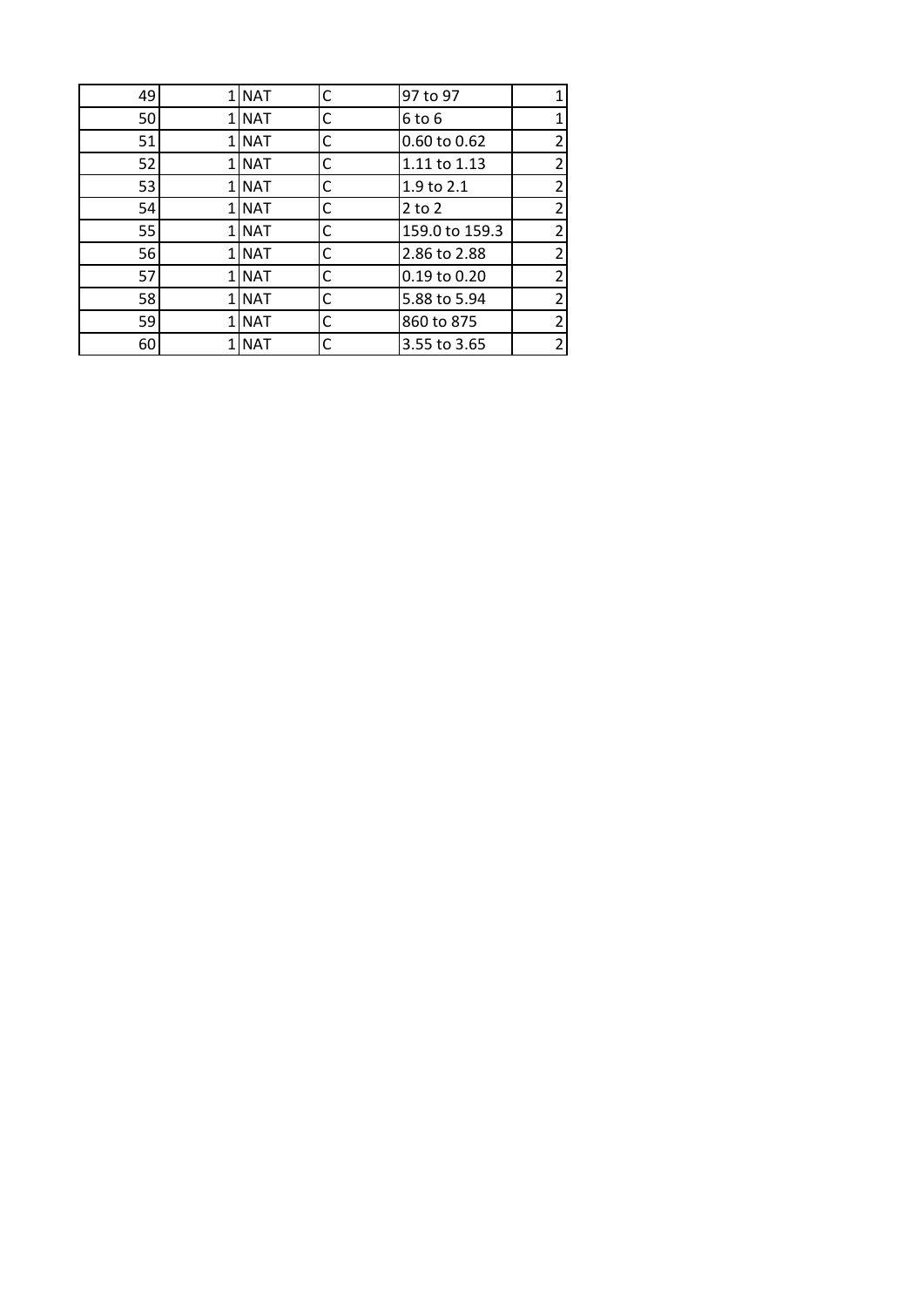| | | | | | |
|---|---|---|---|---|---|
| 49 | 1 | NAT | C | 97 to 97 | 1 |
| 50 | 1 | NAT | C | 6 to 6 | 1 |
| 51 | 1 | NAT | C | 0.60 to 0.62 | 2 |
| 52 | 1 | NAT | C | 1.11 to 1.13 | 2 |
| 53 | 1 | NAT | C | 1.9 to 2.1 | 2 |
| 54 | 1 | NAT | C | 2 to 2 | 2 |
| 55 | 1 | NAT | C | 159.0 to 159.3 | 2 |
| 56 | 1 | NAT | C | 2.86 to 2.88 | 2 |
| 57 | 1 | NAT | C | 0.19 to 0.20 | 2 |
| 58 | 1 | NAT | C | 5.88 to 5.94 | 2 |
| 59 | 1 | NAT | C | 860 to 875 | 2 |
| 60 | 1 | NAT | C | 3.55 to 3.65 | 2 |